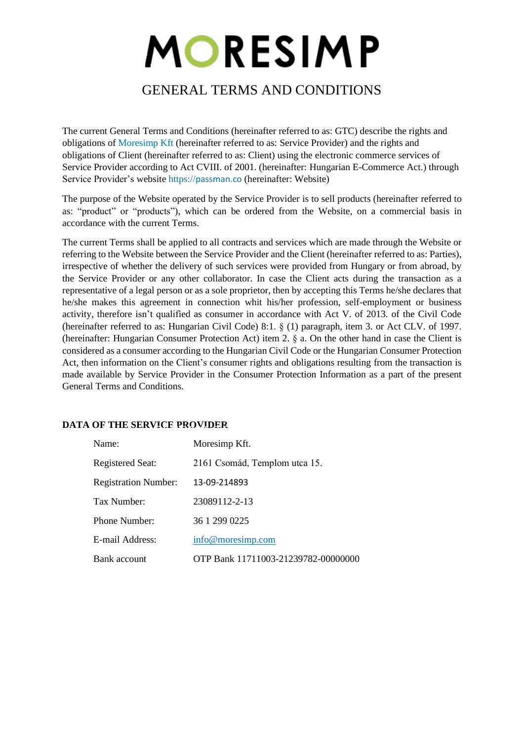# MORESIMP

## GENERAL TERMS AND CONDITIONS

The current General Terms and Conditions (hereinafter referred to as: GTC) describe the rights and obligations of Moresimp Kft (hereinafter referred to as: Service Provider) and the rights and obligations of Client (hereinafter referred to as: Client) using the electronic commerce services of Service Provider according to Act CVIII. of 2001. (hereinafter: Hungarian E-Commerce Act.) through Service Provider's website https://passman.co (hereinafter: Website)

The purpose of the Website operated by the Service Provider is to sell products (hereinafter referred to as: "product" or "products"), which can be ordered from the Website, on a commercial basis in accordance with the current Terms.

The current Terms shall be applied to all contracts and services which are made through the Website or referring to the Website between the Service Provider and the Client (hereinafter referred to as: Parties), irrespective of whether the delivery of such services were provided from Hungary or from abroad, by the Service Provider or any other collaborator. In case the Client acts during the transaction as a representative of a legal person or as a sole proprietor, then by accepting this Terms he/she declares that he/she makes this agreement in connection whit his/her profession, self-employment or business activity, therefore isn't qualified as consumer in accordance with Act V. of 2013. of the Civil Code (hereinafter referred to as: Hungarian Civil Code) 8:1. § (1) paragraph, item 3. or Act CLV. of 1997. (hereinafter: Hungarian Consumer Protection Act) item 2. § a. On the other hand in case the Client is considered as a consumer according to the Hungarian Civil Code or the Hungarian Consumer Protection Act, then information on the Client's consumer rights and obligations resulting from the transaction is made available by Service Provider in the Consumer Protection Information as a part of the present General Terms and Conditions.

### DATA OF THE SERVICE PROVIDER

| | |
|---|---|
| Name: | Moresimp Kft. |
| Registered Seat: | 2161 Csomád, Templom utca 15. |
| Registration Number: | 13-09-214893 |
| Tax Number: | 23089112-2-13 |
| Phone Number: | 36 1 299 0225 |
| E-mail Address: | info@moresimp.com |
| Bank account | OTP Bank 11711003-21239782-00000000 |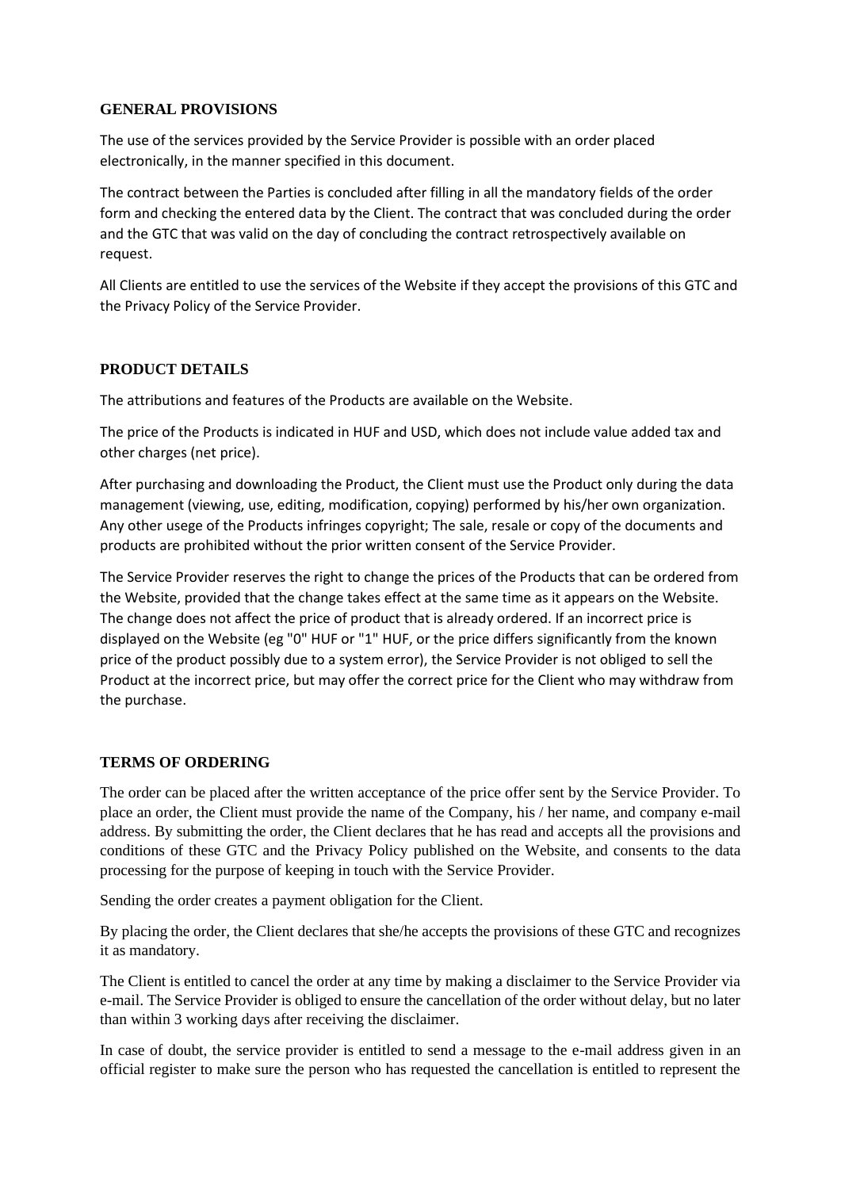## GENERAL PROVISIONS

The use of the services provided by the Service Provider is possible with an order placed electronically, in the manner specified in this document.

The contract between the Parties is concluded after filling in all the mandatory fields of the order form and checking the entered data by the Client. The contract that was concluded during the order and the GTC that was valid on the day of concluding the contract retrospectively available on request.

All Clients are entitled to use the services of the Website if they accept the provisions of this GTC and the Privacy Policy of the Service Provider.

## PRODUCT DETAILS

The attributions and features of the Products are available on the Website.

The price of the Products is indicated in HUF and USD, which does not include value added tax and other charges (net price).

After purchasing and downloading the Product, the Client must use the Product only during the data management (viewing, use, editing, modification, copying) performed by his/her own organization. Any other usege of the Products infringes copyright; The sale, resale or copy of the documents and products are prohibited without the prior written consent of the Service Provider.

The Service Provider reserves the right to change the prices of the Products that can be ordered from the Website, provided that the change takes effect at the same time as it appears on the Website. The change does not affect the price of product that is already ordered. If an incorrect price is displayed on the Website (eg "0" HUF or "1" HUF, or the price differs significantly from the known price of the product possibly due to a system error), the Service Provider is not obliged to sell the Product at the incorrect price, but may offer the correct price for the Client who may withdraw from the purchase.

## TERMS OF ORDERING

The order can be placed after the written acceptance of the price offer sent by the Service Provider. To place an order, the Client must provide the name of the Company, his / her name, and company e-mail address. By submitting the order, the Client declares that he has read and accepts all the provisions and conditions of these GTC and the Privacy Policy published on the Website, and consents to the data processing for the purpose of keeping in touch with the Service Provider.

Sending the order creates a payment obligation for the Client.

By placing the order, the Client declares that she/he accepts the provisions of these GTC and recognizes it as mandatory.

The Client is entitled to cancel the order at any time by making a disclaimer to the Service Provider via e-mail. The Service Provider is obliged to ensure the cancellation of the order without delay, but no later than within 3 working days after receiving the disclaimer.

In case of doubt, the service provider is entitled to send a message to the e-mail address given in an official register to make sure the person who has requested the cancellation is entitled to represent the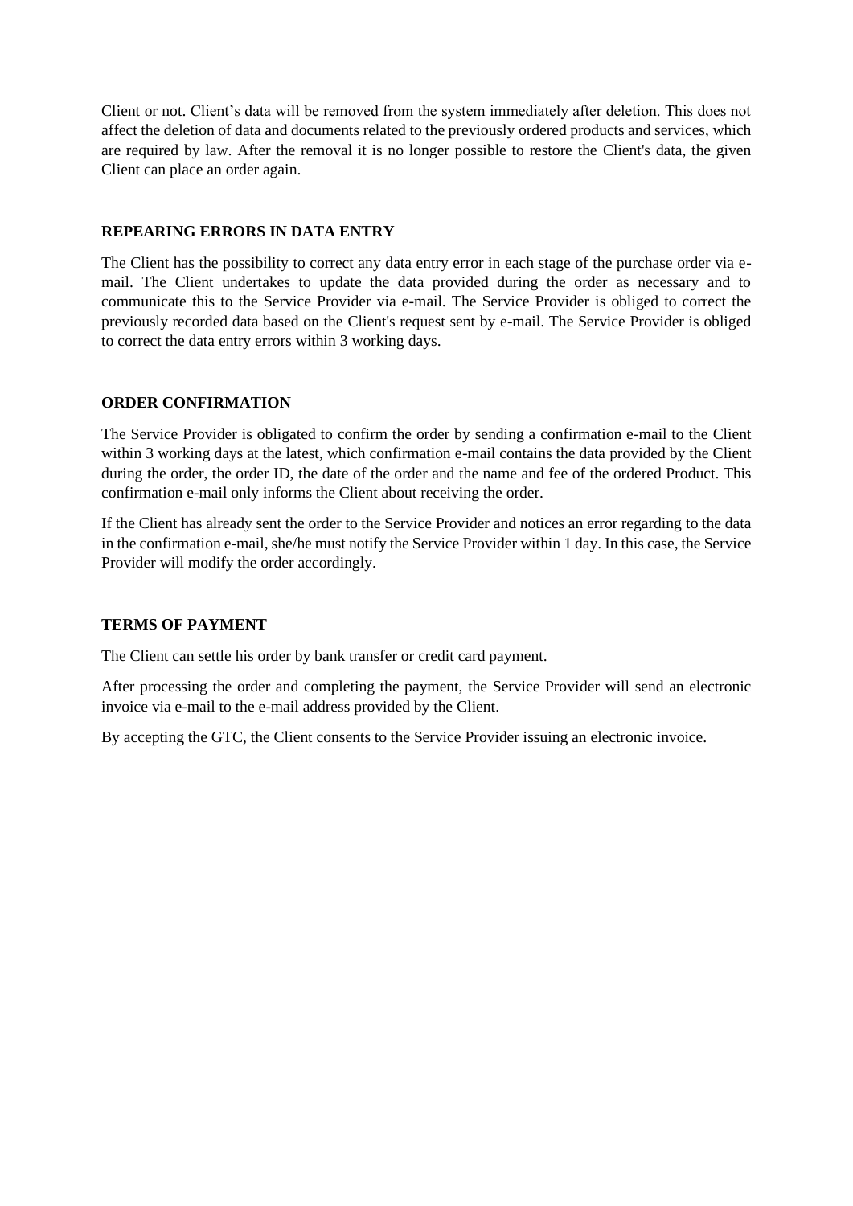Client or not. Client's data will be removed from the system immediately after deletion. This does not affect the deletion of data and documents related to the previously ordered products and services, which are required by law. After the removal it is no longer possible to restore the Client's data, the given Client can place an order again.

## REPEARING ERRORS IN DATA ENTRY

The Client has the possibility to correct any data entry error in each stage of the purchase order via e-mail. The Client undertakes to update the data provided during the order as necessary and to communicate this to the Service Provider via e-mail. The Service Provider is obliged to correct the previously recorded data based on the Client's request sent by e-mail. The Service Provider is obliged to correct the data entry errors within 3 working days.

## ORDER CONFIRMATION

The Service Provider is obligated to confirm the order by sending a confirmation e-mail to the Client within 3 working days at the latest, which confirmation e-mail contains the data provided by the Client during the order, the order ID, the date of the order and the name and fee of the ordered Product. This confirmation e-mail only informs the Client about receiving the order.

If the Client has already sent the order to the Service Provider and notices an error regarding to the data in the confirmation e-mail, she/he must notify the Service Provider within 1 day. In this case, the Service Provider will modify the order accordingly.

## TERMS OF PAYMENT

The Client can settle his order by bank transfer or credit card payment.

After processing the order and completing the payment, the Service Provider will send an electronic invoice via e-mail to the e-mail address provided by the Client.

By accepting the GTC, the Client consents to the Service Provider issuing an electronic invoice.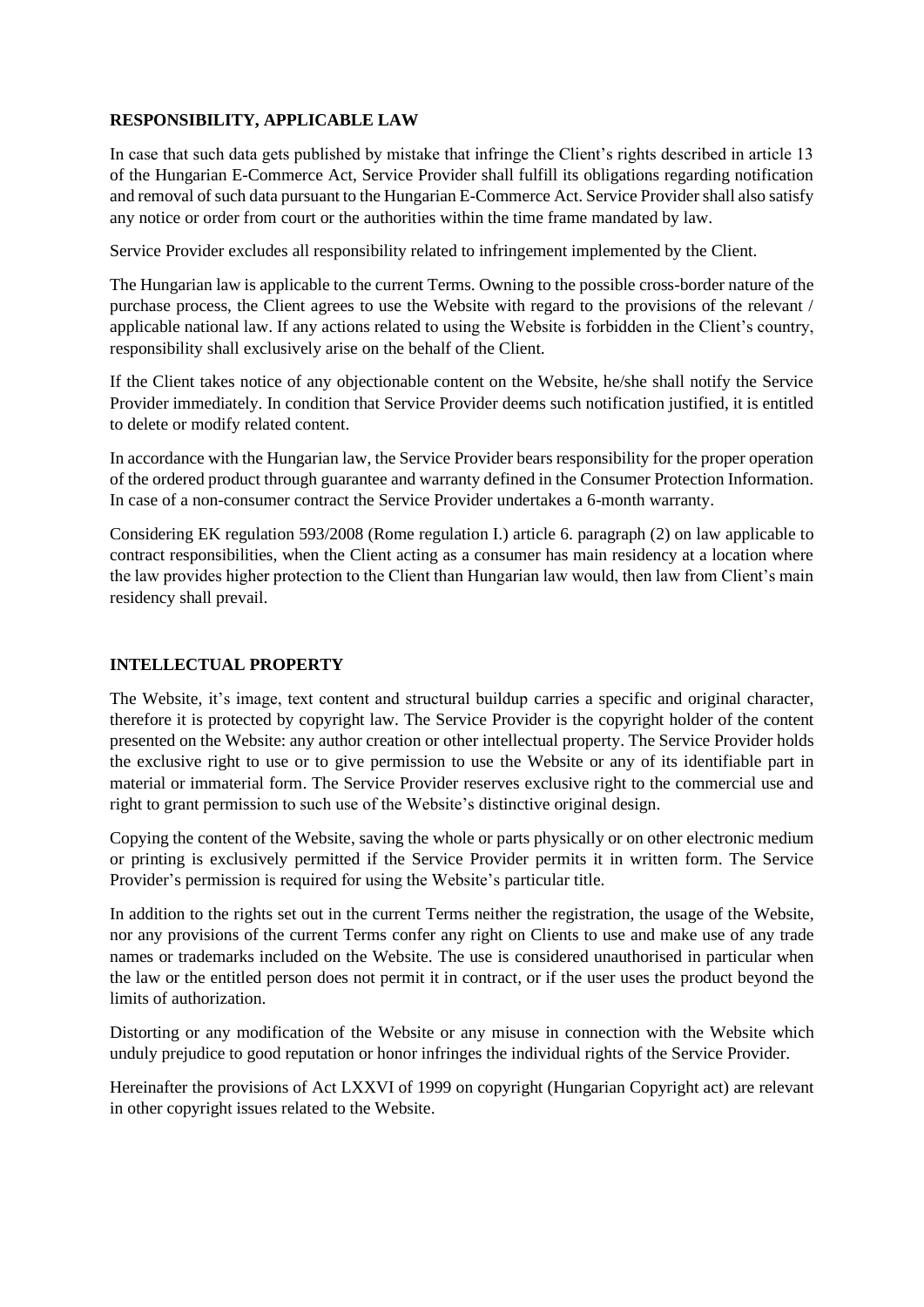## RESPONSIBILITY, APPLICABLE LAW

In case that such data gets published by mistake that infringe the Client's rights described in article 13 of the Hungarian E-Commerce Act, Service Provider shall fulfill its obligations regarding notification and removal of such data pursuant to the Hungarian E-Commerce Act. Service Provider shall also satisfy any notice or order from court or the authorities within the time frame mandated by law.

Service Provider excludes all responsibility related to infringement implemented by the Client.

The Hungarian law is applicable to the current Terms. Owning to the possible cross-border nature of the purchase process, the Client agrees to use the Website with regard to the provisions of the relevant / applicable national law. If any actions related to using the Website is forbidden in the Client's country, responsibility shall exclusively arise on the behalf of the Client.

If the Client takes notice of any objectionable content on the Website, he/she shall notify the Service Provider immediately. In condition that Service Provider deems such notification justified, it is entitled to delete or modify related content.

In accordance with the Hungarian law, the Service Provider bears responsibility for the proper operation of the ordered product through guarantee and warranty defined in the Consumer Protection Information. In case of a non-consumer contract the Service Provider undertakes a 6-month warranty.

Considering EK regulation 593/2008 (Rome regulation I.) article 6. paragraph (2) on law applicable to contract responsibilities, when the Client acting as a consumer has main residency at a location where the law provides higher protection to the Client than Hungarian law would, then law from Client's main residency shall prevail.

## INTELLECTUAL PROPERTY

The Website, it's image, text content and structural buildup carries a specific and original character, therefore it is protected by copyright law. The Service Provider is the copyright holder of the content presented on the Website: any author creation or other intellectual property. The Service Provider holds the exclusive right to use or to give permission to use the Website or any of its identifiable part in material or immaterial form. The Service Provider reserves exclusive right to the commercial use and right to grant permission to such use of the Website's distinctive original design.

Copying the content of the Website, saving the whole or parts physically or on other electronic medium or printing is exclusively permitted if the Service Provider permits it in written form. The Service Provider's permission is required for using the Website's particular title.

In addition to the rights set out in the current Terms neither the registration, the usage of the Website, nor any provisions of the current Terms confer any right on Clients to use and make use of any trade names or trademarks included on the Website. The use is considered unauthorised in particular when the law or the entitled person does not permit it in contract, or if the user uses the product beyond the limits of authorization.

Distorting or any modification of the Website or any misuse in connection with the Website which unduly prejudice to good reputation or honor infringes the individual rights of the Service Provider.

Hereinafter the provisions of Act LXXVI of 1999 on copyright (Hungarian Copyright act) are relevant in other copyright issues related to the Website.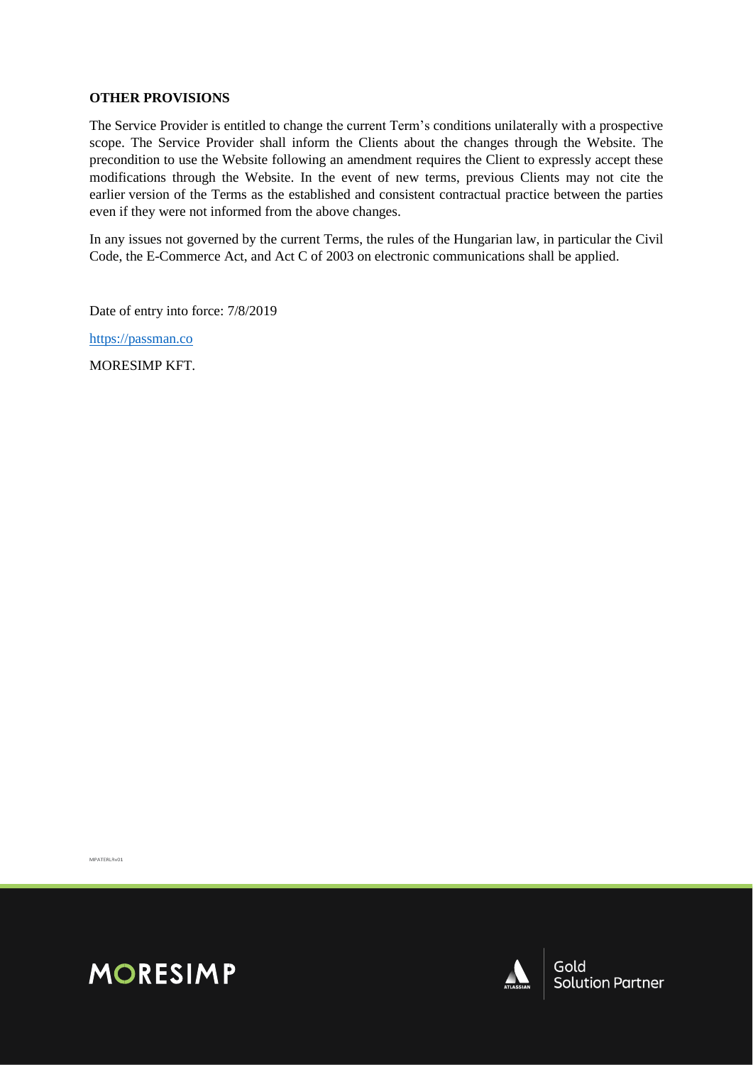**OTHER PROVISIONS**

The Service Provider is entitled to change the current Term's conditions unilaterally with a prospective scope. The Service Provider shall inform the Clients about the changes through the Website. The precondition to use the Website following an amendment requires the Client to expressly accept these modifications through the Website. In the event of new terms, previous Clients may not cite the earlier version of the Terms as the established and consistent contractual practice between the parties even if they were not informed from the above changes.

In any issues not governed by the current Terms, the rules of the Hungarian law, in particular the Civil Code, the E-Commerce Act, and Act C of 2003 on electronic communications shall be applied.

Date of entry into force: 7/8/2019

https://passman.co

MORESIMP KFT.